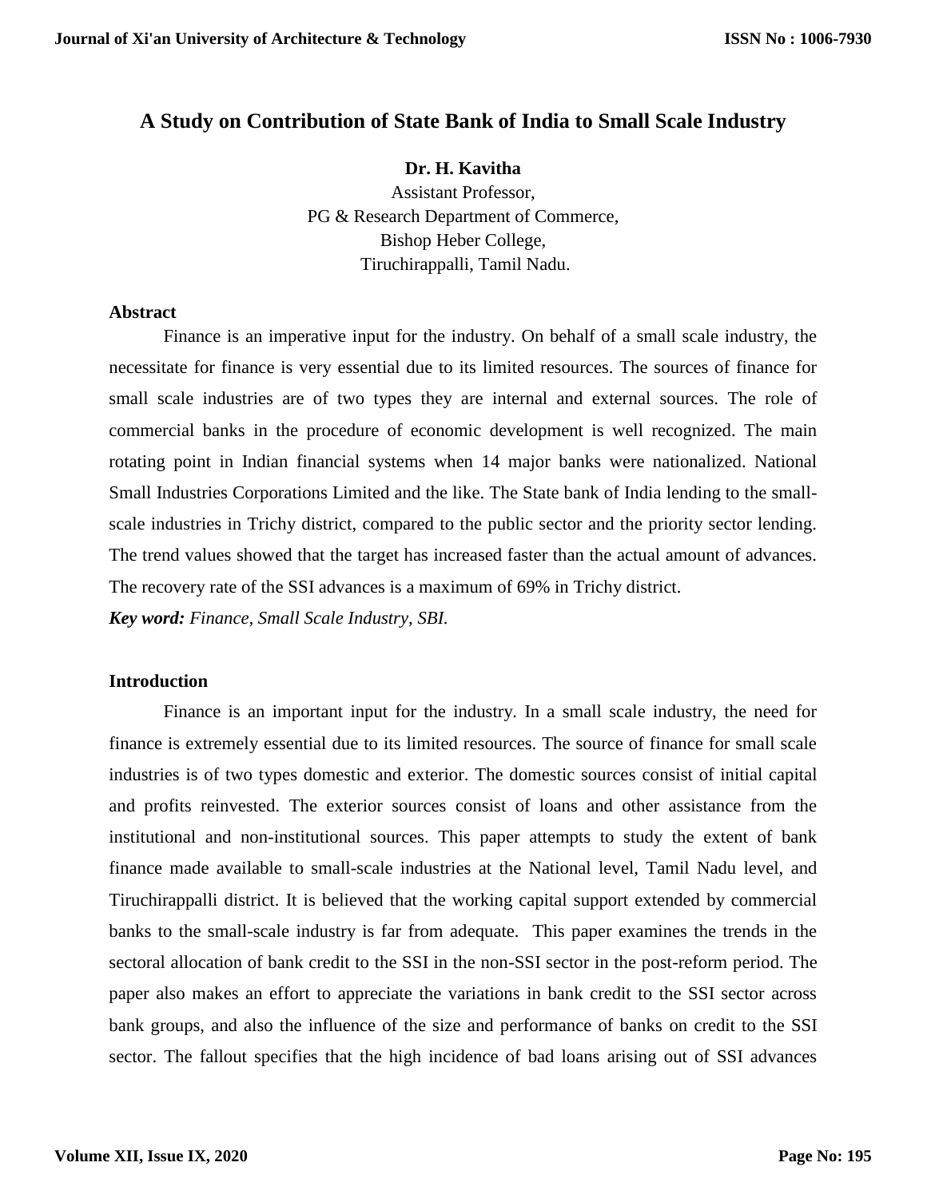# A Study on Contribution of State Bank of India to Small Scale Industry

**Dr. H. Kavitha**
Assistant Professor,
PG & Research Department of Commerce,
Bishop Heber College,
Tiruchirappalli, Tamil Nadu.

### Abstract

Finance is an imperative input for the industry. On behalf of a small scale industry, the necessitate for finance is very essential due to its limited resources. The sources of finance for small scale industries are of two types they are internal and external sources. The role of commercial banks in the procedure of economic development is well recognized. The main rotating point in Indian financial systems when 14 major banks were nationalized. National Small Industries Corporations Limited and the like. The State bank of India lending to the small-scale industries in Trichy district, compared to the public sector and the priority sector lending. The trend values showed that the target has increased faster than the actual amount of advances. The recovery rate of the SSI advances is a maximum of 69% in Trichy district.

***Key word:*** *Finance, Small Scale Industry, SBI.*

### Introduction

Finance is an important input for the industry. In a small scale industry, the need for finance is extremely essential due to its limited resources. The source of finance for small scale industries is of two types domestic and exterior. The domestic sources consist of initial capital and profits reinvested. The exterior sources consist of loans and other assistance from the institutional and non-institutional sources. This paper attempts to study the extent of bank finance made available to small-scale industries at the National level, Tamil Nadu level, and Tiruchirappalli district. It is believed that the working capital support extended by commercial banks to the small-scale industry is far from adequate. This paper examines the trends in the sectoral allocation of bank credit to the SSI in the non-SSI sector in the post-reform period. The paper also makes an effort to appreciate the variations in bank credit to the SSI sector across bank groups, and also the influence of the size and performance of banks on credit to the SSI sector. The fallout specifies that the high incidence of bad loans arising out of SSI advances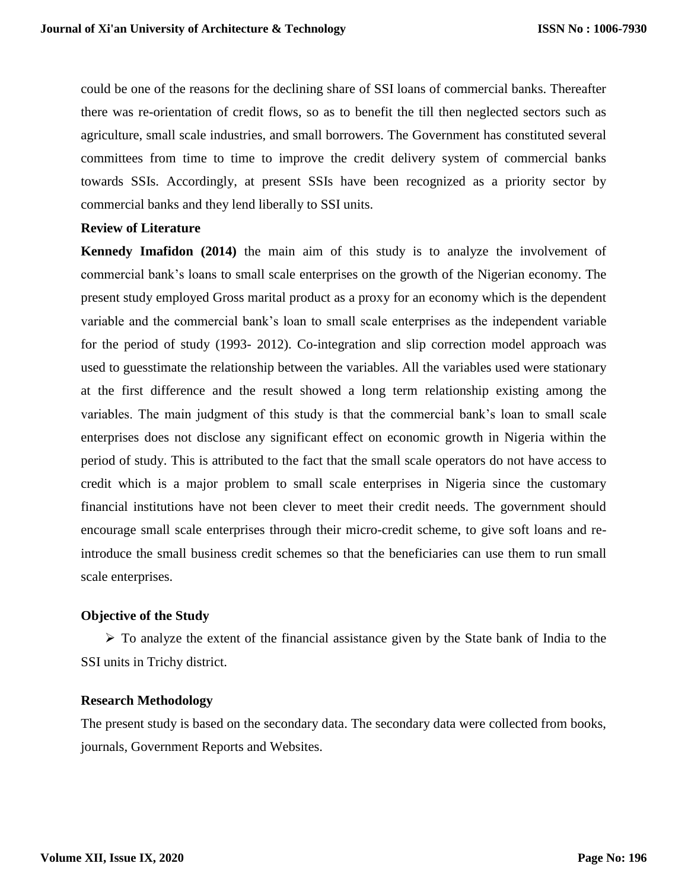could be one of the reasons for the declining share of SSI loans of commercial banks. Thereafter there was re-orientation of credit flows, so as to benefit the till then neglected sectors such as agriculture, small scale industries, and small borrowers. The Government has constituted several committees from time to time to improve the credit delivery system of commercial banks towards SSIs. Accordingly, at present SSIs have been recognized as a priority sector by commercial banks and they lend liberally to SSI units.

## Review of Literature

**Kennedy Imafidon (2014)** the main aim of this study is to analyze the involvement of commercial bank's loans to small scale enterprises on the growth of the Nigerian economy. The present study employed Gross marital product as a proxy for an economy which is the dependent variable and the commercial bank's loan to small scale enterprises as the independent variable for the period of study (1993- 2012). Co-integration and slip correction model approach was used to guesstimate the relationship between the variables. All the variables used were stationary at the first difference and the result showed a long term relationship existing among the variables. The main judgment of this study is that the commercial bank's loan to small scale enterprises does not disclose any significant effect on economic growth in Nigeria within the period of study. This is attributed to the fact that the small scale operators do not have access to credit which is a major problem to small scale enterprises in Nigeria since the customary financial institutions have not been clever to meet their credit needs. The government should encourage small scale enterprises through their micro-credit scheme, to give soft loans and re-introduce the small business credit schemes so that the beneficiaries can use them to run small scale enterprises.

## Objective of the Study

- To analyze the extent of the financial assistance given by the State bank of India to the SSI units in Trichy district.

## Research Methodology

The present study is based on the secondary data. The secondary data were collected from books, journals, Government Reports and Websites.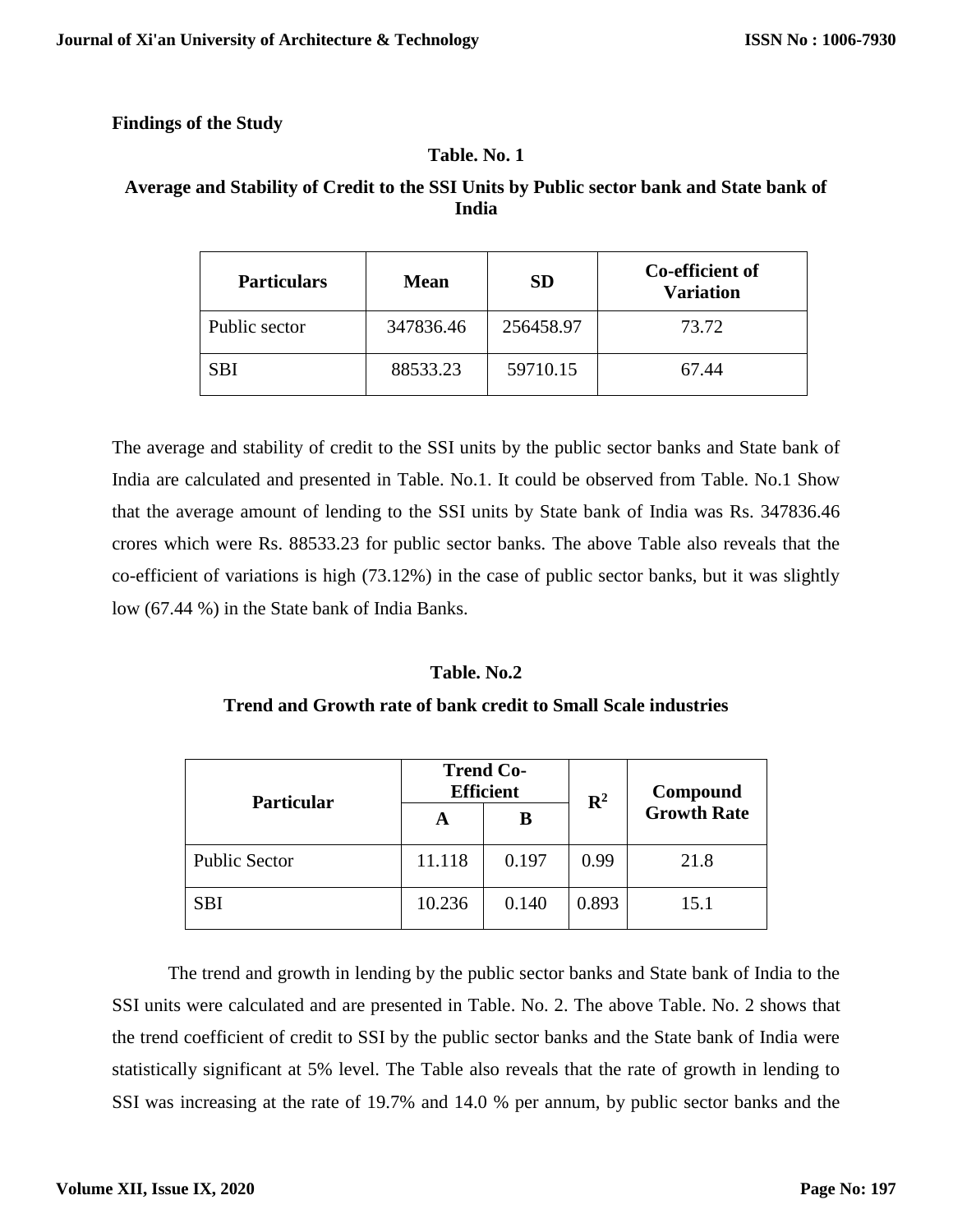**Findings of the Study**

**Table. No. 1**

**Average and Stability of Credit to the SSI Units by Public sector bank and State bank of India**

| Particulars | Mean | SD | Co-efficient of Variation |
|---|---|---|---|
| Public sector | 347836.46 | 256458.97 | 73.72 |
| SBI | 88533.23 | 59710.15 | 67.44 |

The average and stability of credit to the SSI units by the public sector banks and State bank of India are calculated and presented in Table. No.1. It could be observed from Table. No.1 Show that the average amount of lending to the SSI units by State bank of India was Rs. 347836.46 crores which were Rs. 88533.23 for public sector banks. The above Table also reveals that the co-efficient of variations is high (73.12%) in the case of public sector banks, but it was slightly low (67.44 %) in the State bank of India Banks.

**Table. No.2**

**Trend and Growth rate of bank credit to Small Scale industries**

| Particular | Trend Co-Efficient | | $R^2$ | Compound Growth Rate |
|---|---|---|---|---|
| | A | B | | |
| Public Sector | 11.118 | 0.197 | 0.99 | 21.8 |
| SBI | 10.236 | 0.140 | 0.893 | 15.1 |

The trend and growth in lending by the public sector banks and State bank of India to the SSI units were calculated and are presented in Table. No. 2. The above Table. No. 2 shows that the trend coefficient of credit to SSI by the public sector banks and the State bank of India were statistically significant at 5% level. The Table also reveals that the rate of growth in lending to SSI was increasing at the rate of 19.7% and 14.0 % per annum, by public sector banks and the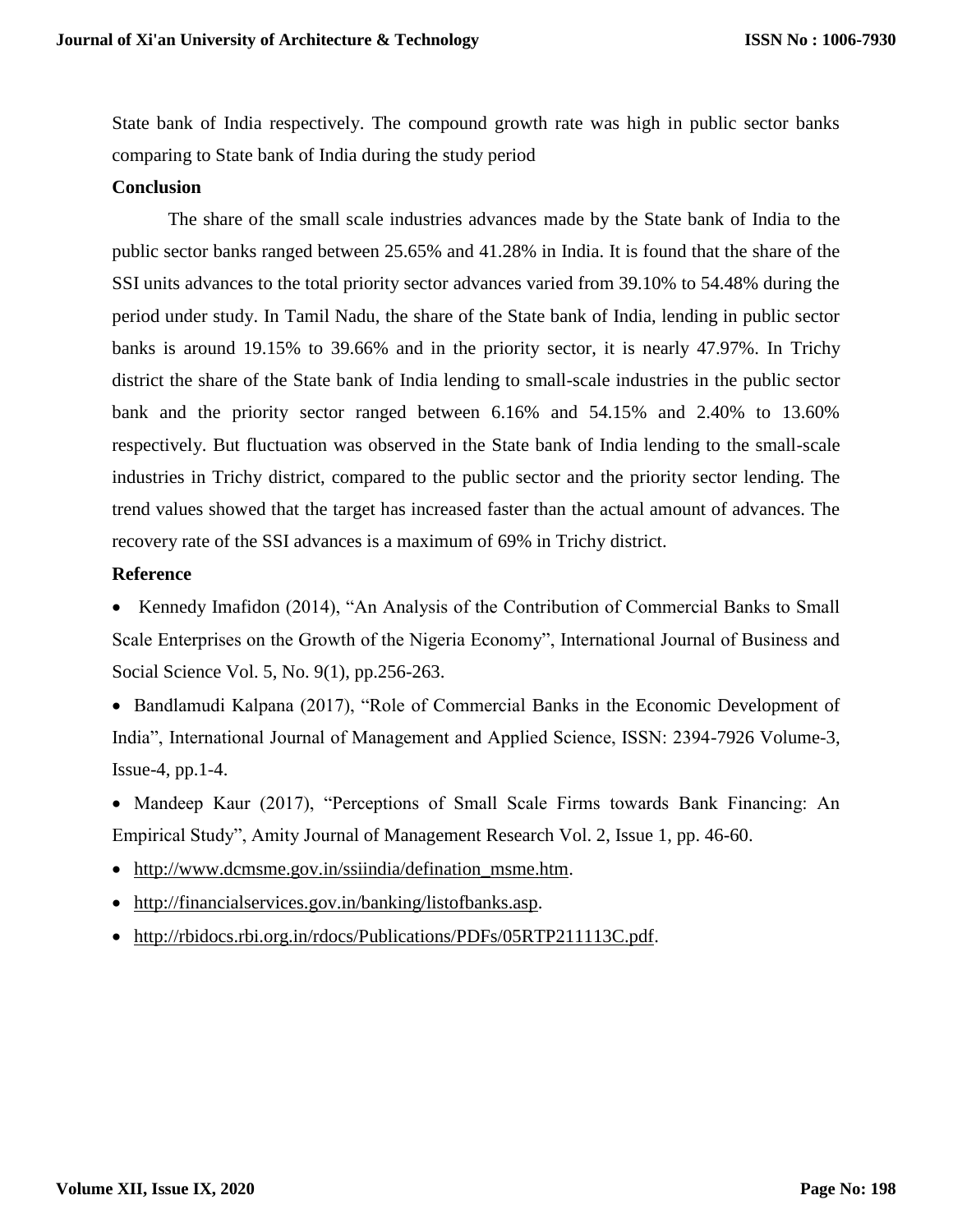State bank of India respectively. The compound growth rate was high in public sector banks comparing to State bank of India during the study period

## Conclusion

The share of the small scale industries advances made by the State bank of India to the public sector banks ranged between 25.65% and 41.28% in India. It is found that the share of the SSI units advances to the total priority sector advances varied from 39.10% to 54.48% during the period under study. In Tamil Nadu, the share of the State bank of India, lending in public sector banks is around 19.15% to 39.66% and in the priority sector, it is nearly 47.97%. In Trichy district the share of the State bank of India lending to small-scale industries in the public sector bank and the priority sector ranged between 6.16% and 54.15% and 2.40% to 13.60% respectively. But fluctuation was observed in the State bank of India lending to the small-scale industries in Trichy district, compared to the public sector and the priority sector lending. The trend values showed that the target has increased faster than the actual amount of advances. The recovery rate of the SSI advances is a maximum of 69% in Trichy district.

## Reference

- Kennedy Imafidon (2014), "An Analysis of the Contribution of Commercial Banks to Small Scale Enterprises on the Growth of the Nigeria Economy", International Journal of Business and Social Science Vol. 5, No. 9(1), pp.256-263.
- Bandlamudi Kalpana (2017), "Role of Commercial Banks in the Economic Development of India", International Journal of Management and Applied Science, ISSN: 2394-7926 Volume-3, Issue-4, pp.1-4.
- Mandeep Kaur (2017), "Perceptions of Small Scale Firms towards Bank Financing: An Empirical Study", Amity Journal of Management Research Vol. 2, Issue 1, pp. 46-60.
- http://www.dcmsme.gov.in/ssiindia/defination_msme.htm.
- http://financialservices.gov.in/banking/listofbanks.asp.
- http://rbidocs.rbi.org.in/rdocs/Publications/PDFs/05RTP211113C.pdf.